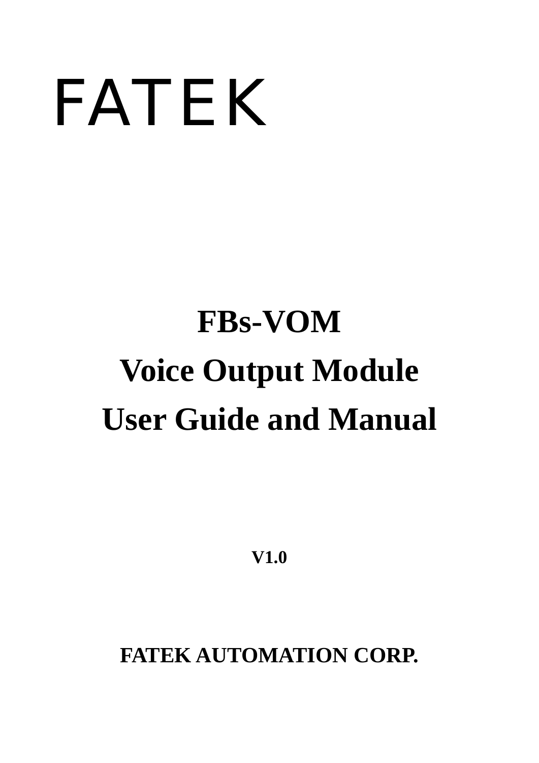FATEK

# FBs-VOM
# Voice Output Module
# User Guide and Manual

**V1.0**

**FATEK AUTOMATION CORP.**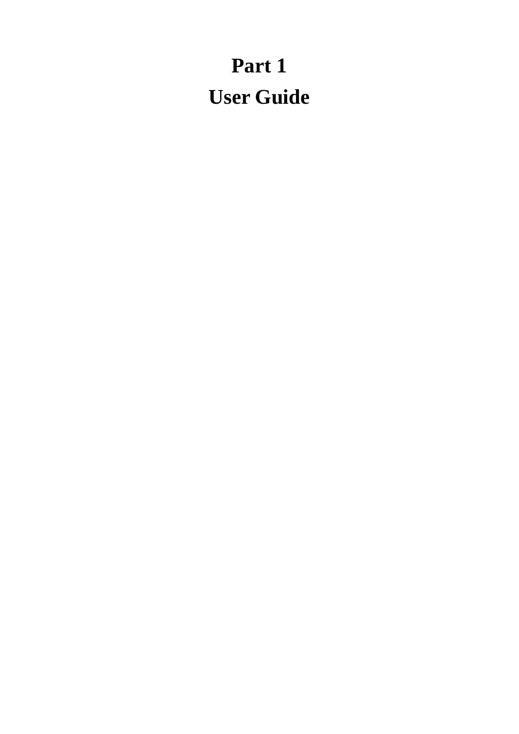# Part 1
# User Guide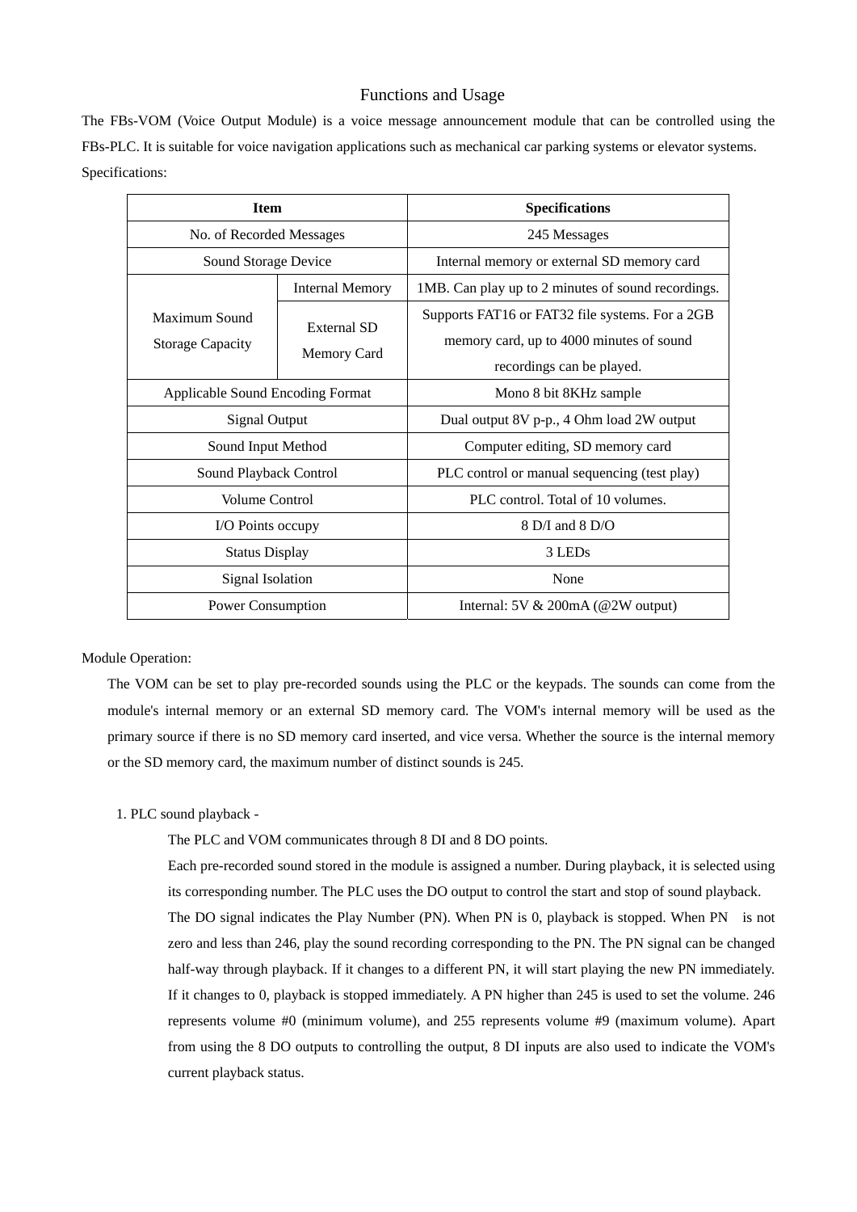## Functions and Usage

The FBs-VOM (Voice Output Module) is a voice message announcement module that can be controlled using the FBs-PLC. It is suitable for voice navigation applications such as mechanical car parking systems or elevator systems.

Specifications:

| Item | | Specifications |
|---|---|---|
| No. of Recorded Messages | | 245 Messages |
| Sound Storage Device | | Internal memory or external SD memory card |
| Maximum Sound Storage Capacity | Internal Memory | 1MB. Can play up to 2 minutes of sound recordings. |
| | External SD Memory Card | Supports FAT16 or FAT32 file systems. For a 2GB memory card, up to 4000 minutes of sound recordings can be played. |
| Applicable Sound Encoding Format | | Mono 8 bit 8KHz sample |
| Signal Output | | Dual output 8V p-p., 4 Ohm load 2W output |
| Sound Input Method | | Computer editing, SD memory card |
| Sound Playback Control | | PLC control or manual sequencing (test play) |
| Volume Control | | PLC control. Total of 10 volumes. |
| I/O Points occupy | | 8 D/I and 8 D/O |
| Status Display | | 3 LEDs |
| Signal Isolation | | None |
| Power Consumption | | Internal: 5V & 200mA (@2W output) |

Module Operation:

The VOM can be set to play pre-recorded sounds using the PLC or the keypads. The sounds can come from the module's internal memory or an external SD memory card. The VOM's internal memory will be used as the primary source if there is no SD memory card inserted, and vice versa. Whether the source is the internal memory or the SD memory card, the maximum number of distinct sounds is 245.

1. PLC sound playback -

   The PLC and VOM communicates through 8 DI and 8 DO points.

   Each pre-recorded sound stored in the module is assigned a number. During playback, it is selected using its corresponding number. The PLC uses the DO output to control the start and stop of sound playback.

   The DO signal indicates the Play Number (PN). When PN is 0, playback is stopped. When PN is not zero and less than 246, play the sound recording corresponding to the PN. The PN signal can be changed half-way through playback. If it changes to a different PN, it will start playing the new PN immediately. If it changes to 0, playback is stopped immediately. A PN higher than 245 is used to set the volume. 246 represents volume #0 (minimum volume), and 255 represents volume #9 (maximum volume). Apart from using the 8 DO outputs to controlling the output, 8 DI inputs are also used to indicate the VOM's current playback status.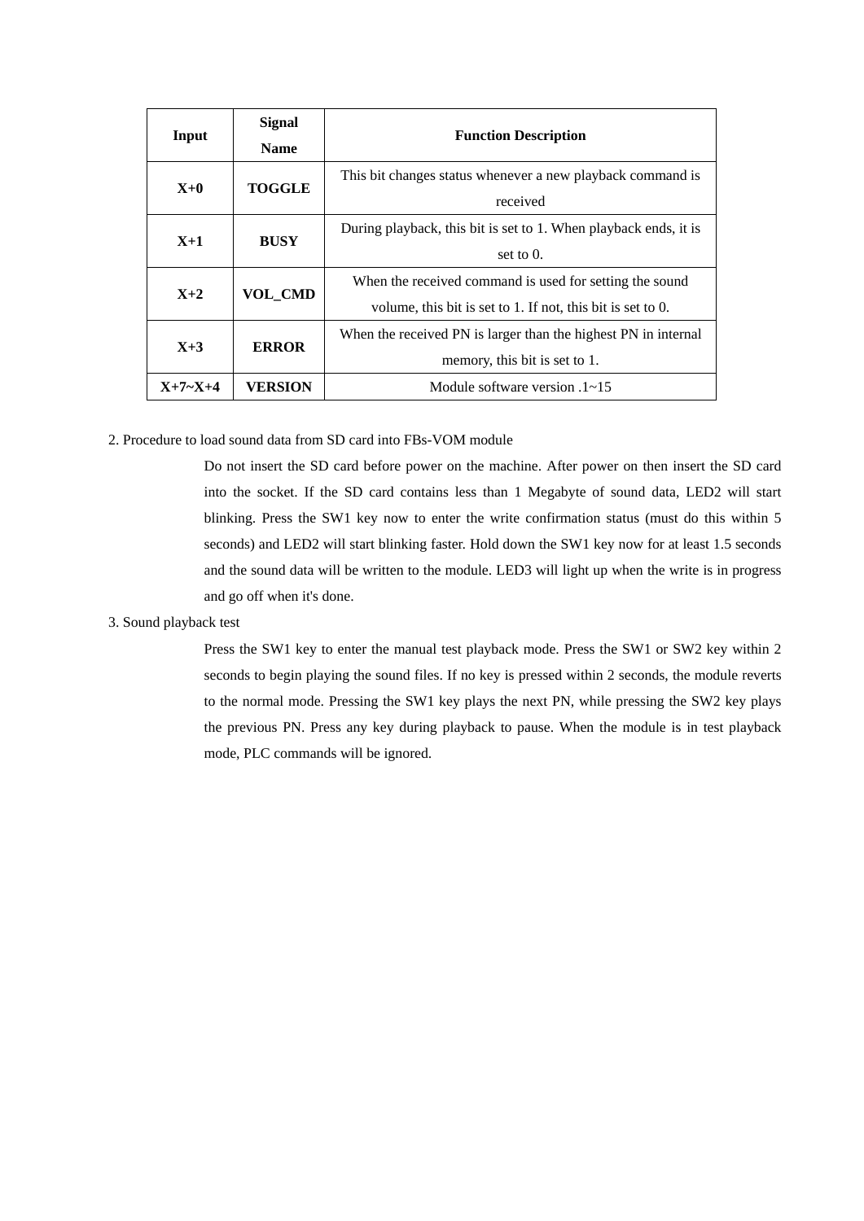| Input | Signal Name | Function Description |
| --- | --- | --- |
| X+0 | TOGGLE | This bit changes status whenever a new playback command is received |
| X+1 | BUSY | During playback, this bit is set to 1. When playback ends, it is set to 0. |
| X+2 | VOL_CMD | When the received command is used for setting the sound volume, this bit is set to 1. If not, this bit is set to 0. |
| X+3 | ERROR | When the received PN is larger than the highest PN in internal memory, this bit is set to 1. |
| X+7~X+4 | VERSION | Module software version .1~15 |

2. Procedure to load sound data from SD card into FBs-VOM module

   Do not insert the SD card before power on the machine. After power on then insert the SD card into the socket. If the SD card contains less than 1 Megabyte of sound data, LED2 will start blinking. Press the SW1 key now to enter the write confirmation status (must do this within 5 seconds) and LED2 will start blinking faster. Hold down the SW1 key now for at least 1.5 seconds and the sound data will be written to the module. LED3 will light up when the write is in progress and go off when it's done.

3. Sound playback test

   Press the SW1 key to enter the manual test playback mode. Press the SW1 or SW2 key within 2 seconds to begin playing the sound files. If no key is pressed within 2 seconds, the module reverts to the normal mode. Pressing the SW1 key plays the next PN, while pressing the SW2 key plays the previous PN. Press any key during playback to pause. When the module is in test playback mode, PLC commands will be ignored.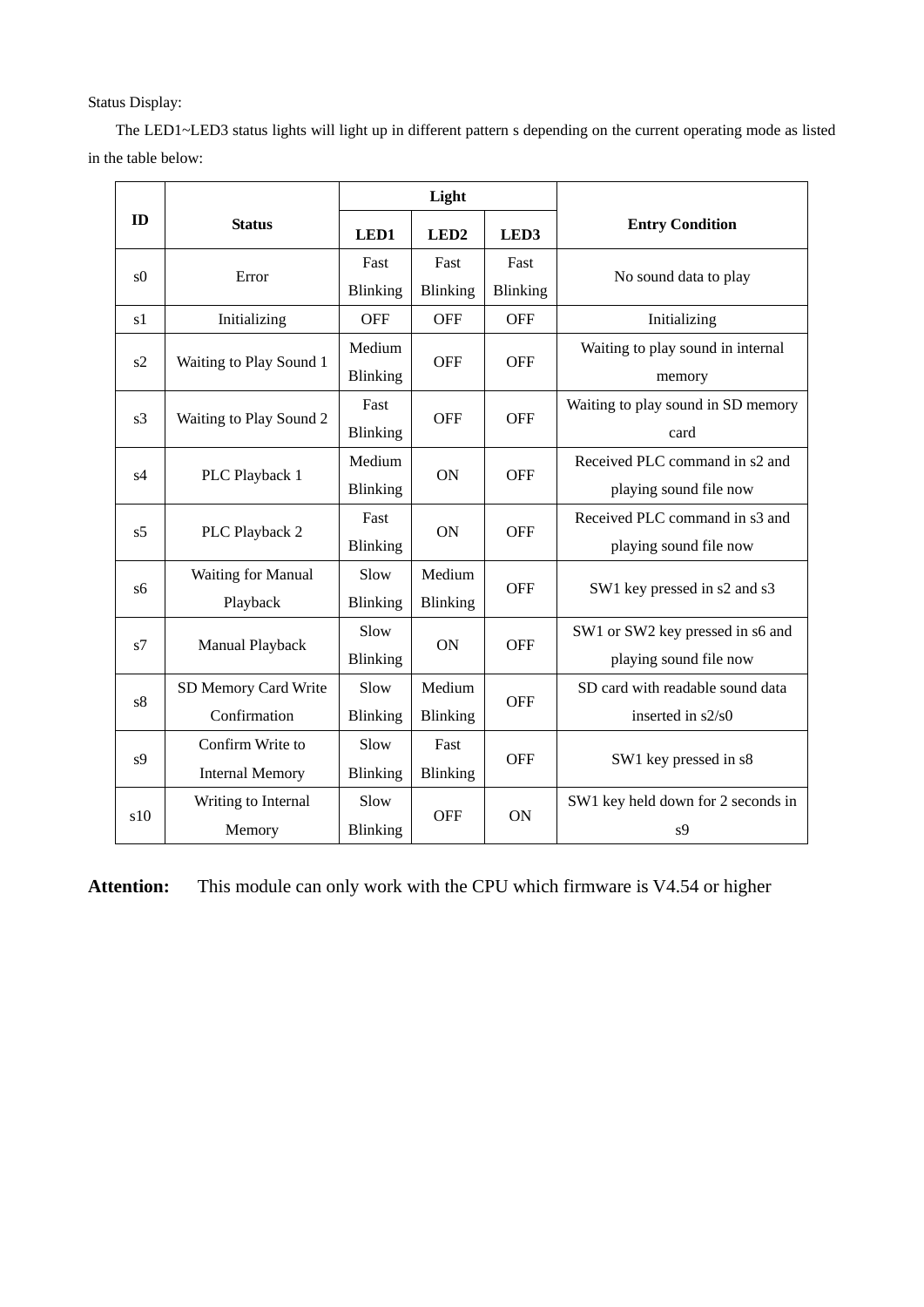Status Display:

The LED1~LED3 status lights will light up in different pattern s depending on the current operating mode as listed in the table below:

| ID | Status | Light | | | Entry Condition |
|---|---|---|---|---|---|
| | | LED1 | LED2 | LED3 | |
| s0 | Error | Fast Blinking | Fast Blinking | Fast Blinking | No sound data to play |
| s1 | Initializing | OFF | OFF | OFF | Initializing |
| s2 | Waiting to Play Sound 1 | Medium Blinking | OFF | OFF | Waiting to play sound in internal memory |
| s3 | Waiting to Play Sound 2 | Fast Blinking | OFF | OFF | Waiting to play sound in SD memory card |
| s4 | PLC Playback 1 | Medium Blinking | ON | OFF | Received PLC command in s2 and playing sound file now |
| s5 | PLC Playback 2 | Fast Blinking | ON | OFF | Received PLC command in s3 and playing sound file now |
| s6 | Waiting for Manual Playback | Slow Blinking | Medium Blinking | OFF | SW1 key pressed in s2 and s3 |
| s7 | Manual Playback | Slow Blinking | ON | OFF | SW1 or SW2 key pressed in s6 and playing sound file now |
| s8 | SD Memory Card Write Confirmation | Slow Blinking | Medium Blinking | OFF | SD card with readable sound data inserted in s2/s0 |
| s9 | Confirm Write to Internal Memory | Slow Blinking | Fast Blinking | OFF | SW1 key pressed in s8 |
| s10 | Writing to Internal Memory | Slow Blinking | OFF | ON | SW1 key held down for 2 seconds in s9 |

**Attention:** This module can only work with the CPU which firmware is V4.54 or higher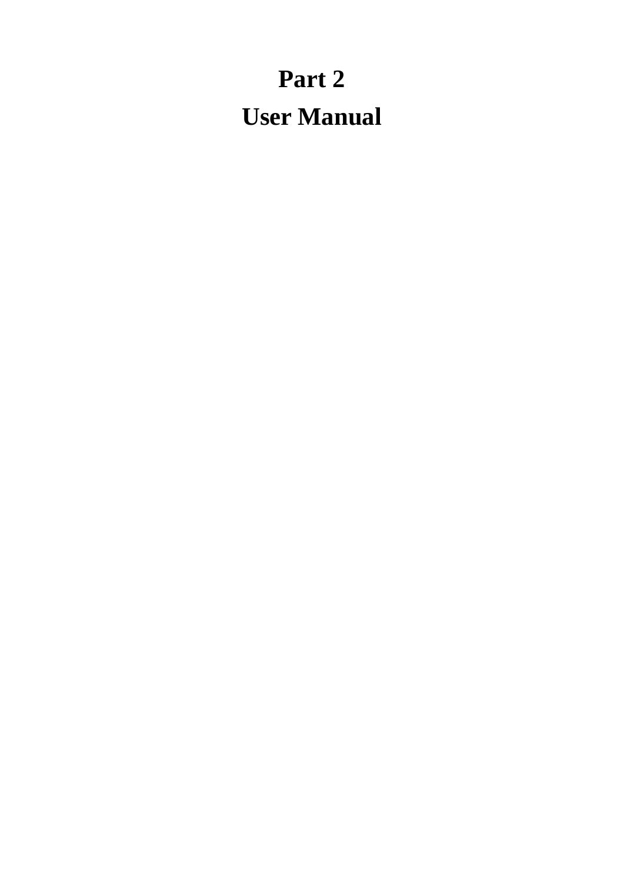# Part 2
# User Manual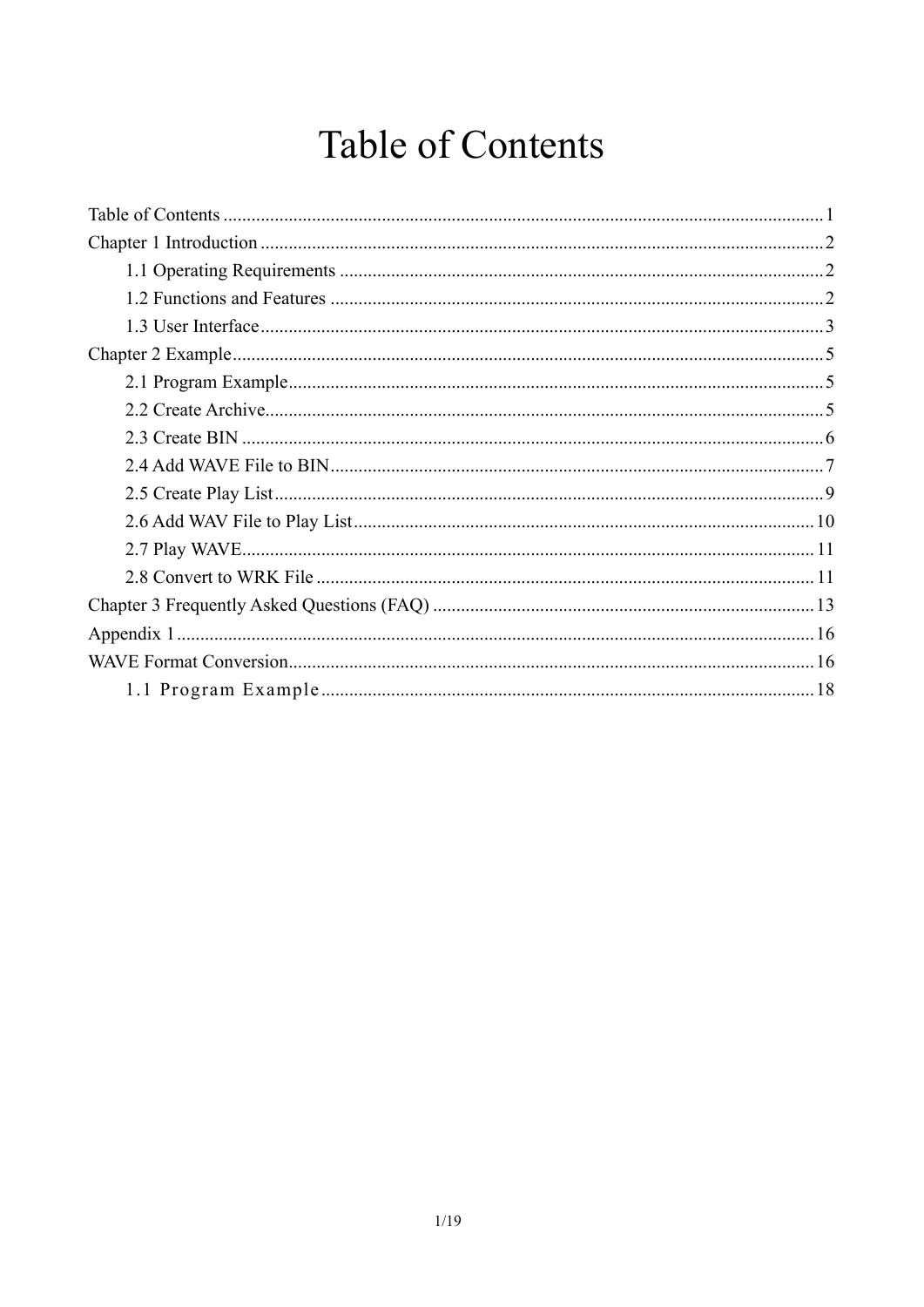# Table of Contents

Table of Contents .......... 1
Chapter 1 Introduction .......... 2
  1.1 Operating Requirements .......... 2
  1.2 Functions and Features .......... 2
  1.3 User Interface .......... 3
Chapter 2 Example .......... 5
  2.1 Program Example .......... 5
  2.2 Create Archive .......... 5
  2.3 Create BIN .......... 6
  2.4 Add WAVE File to BIN .......... 7
  2.5 Create Play List .......... 9
  2.6 Add WAV File to Play List .......... 10
  2.7 Play WAVE .......... 11
  2.8 Convert to WRK File .......... 11
Chapter 3 Frequently Asked Questions (FAQ) .......... 13
Appendix 1 .......... 16
WAVE Format Conversion .......... 16
  1.1 Program Example .......... 18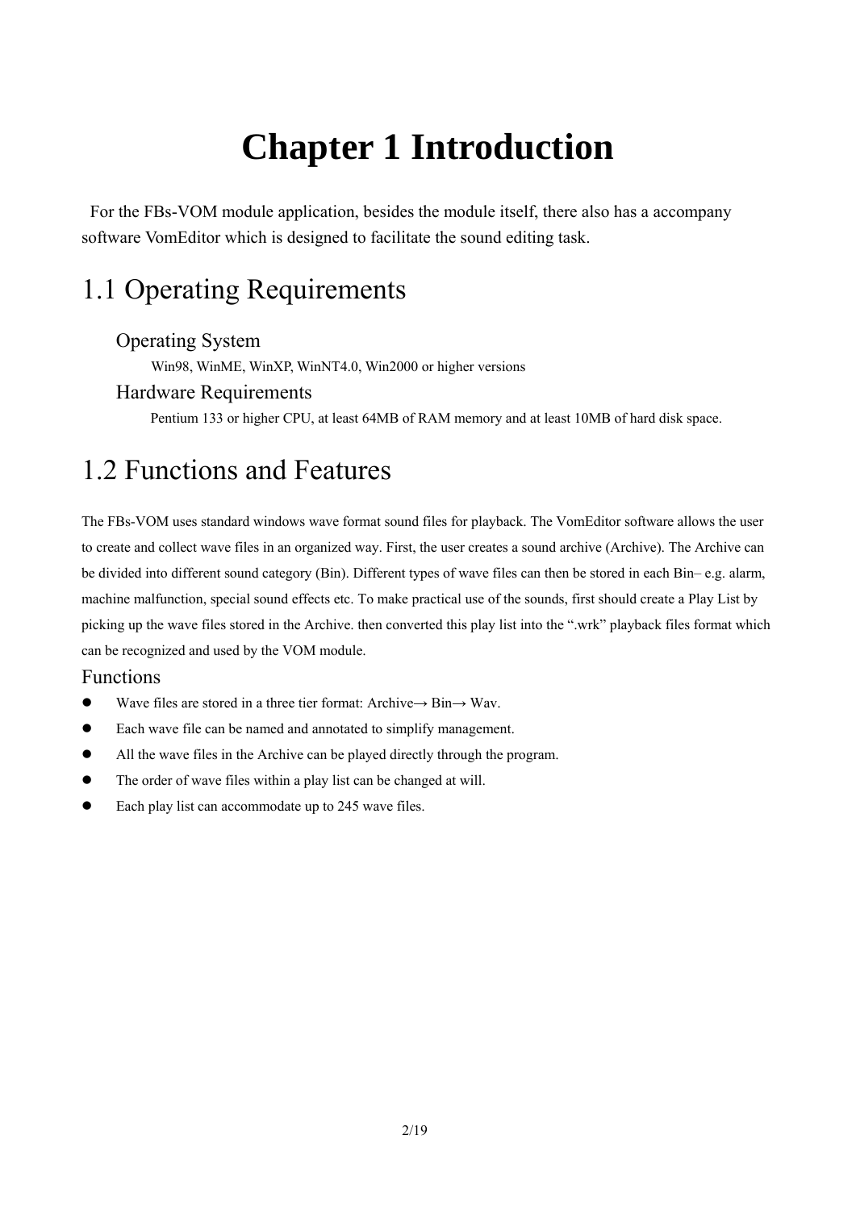# Chapter 1 Introduction

For the FBs-VOM module application, besides the module itself, there also has a accompany software VomEditor which is designed to facilitate the sound editing task.

## 1.1 Operating Requirements

### Operating System

Win98, WinME, WinXP, WinNT4.0, Win2000 or higher versions

### Hardware Requirements

Pentium 133 or higher CPU, at least 64MB of RAM memory and at least 10MB of hard disk space.

## 1.2 Functions and Features

The FBs-VOM uses standard windows wave format sound files for playback. The VomEditor software allows the user to create and collect wave files in an organized way. First, the user creates a sound archive (Archive). The Archive can be divided into different sound category (Bin). Different types of wave files can then be stored in each Bin– e.g. alarm, machine malfunction, special sound effects etc. To make practical use of the sounds, first should create a Play List by picking up the wave files stored in the Archive. then converted this play list into the ".wrk" playback files format which can be recognized and used by the VOM module.

### Functions

- Wave files are stored in a three tier format: Archive→ Bin→ Wav.
- Each wave file can be named and annotated to simplify management.
- All the wave files in the Archive can be played directly through the program.
- The order of wave files within a play list can be changed at will.
- Each play list can accommodate up to 245 wave files.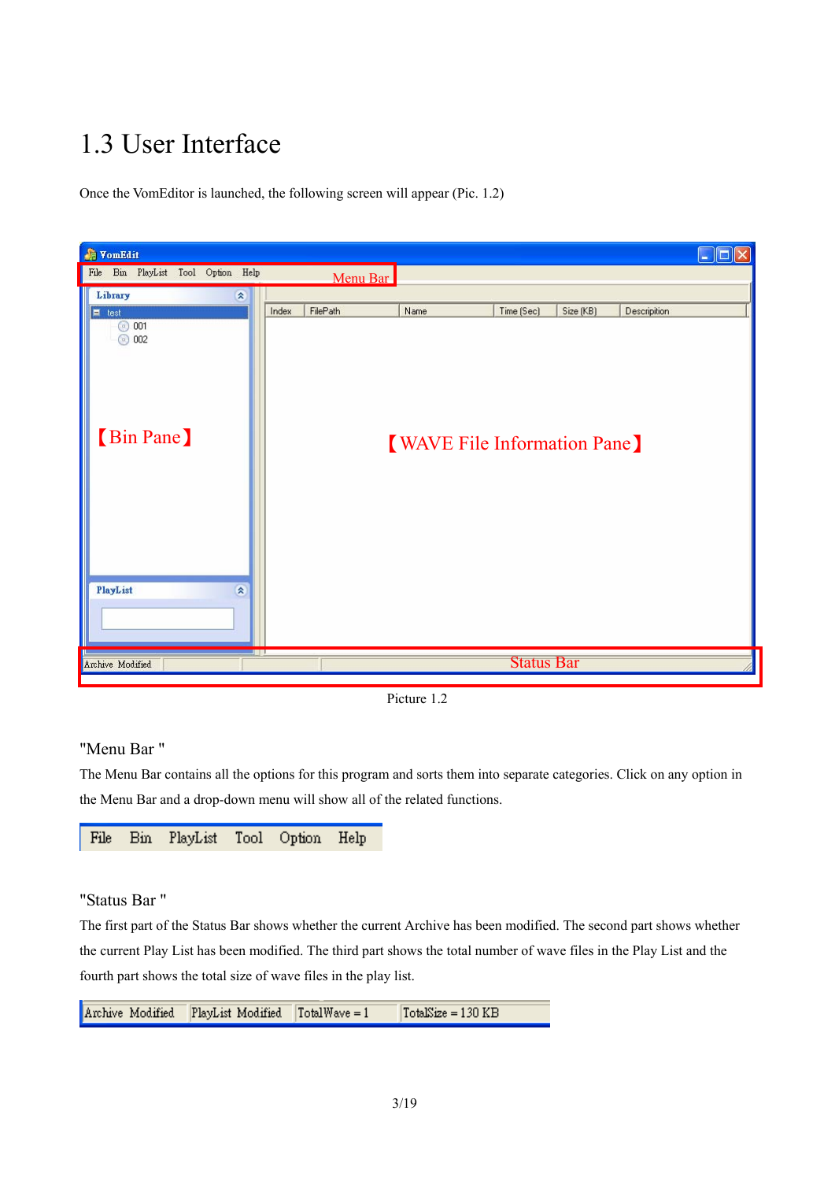# 1.3 User Interface

Once the VomEditor is launched, the following screen will appear (Pic. 1.2)

Picture 1.2

"Menu Bar "

The Menu Bar contains all the options for this program and sorts them into separate categories. Click on any option in the Menu Bar and a drop-down menu will show all of the related functions.

File Bin PlayList Tool Option Help

"Status Bar "

The first part of the Status Bar shows whether the current Archive has been modified. The second part shows whether the current Play List has been modified. The third part shows the total number of wave files in the Play List and the fourth part shows the total size of wave files in the play list.

Archive Modified | PlayList Modified | TotalWave = 1 | TotalSize = 130 KB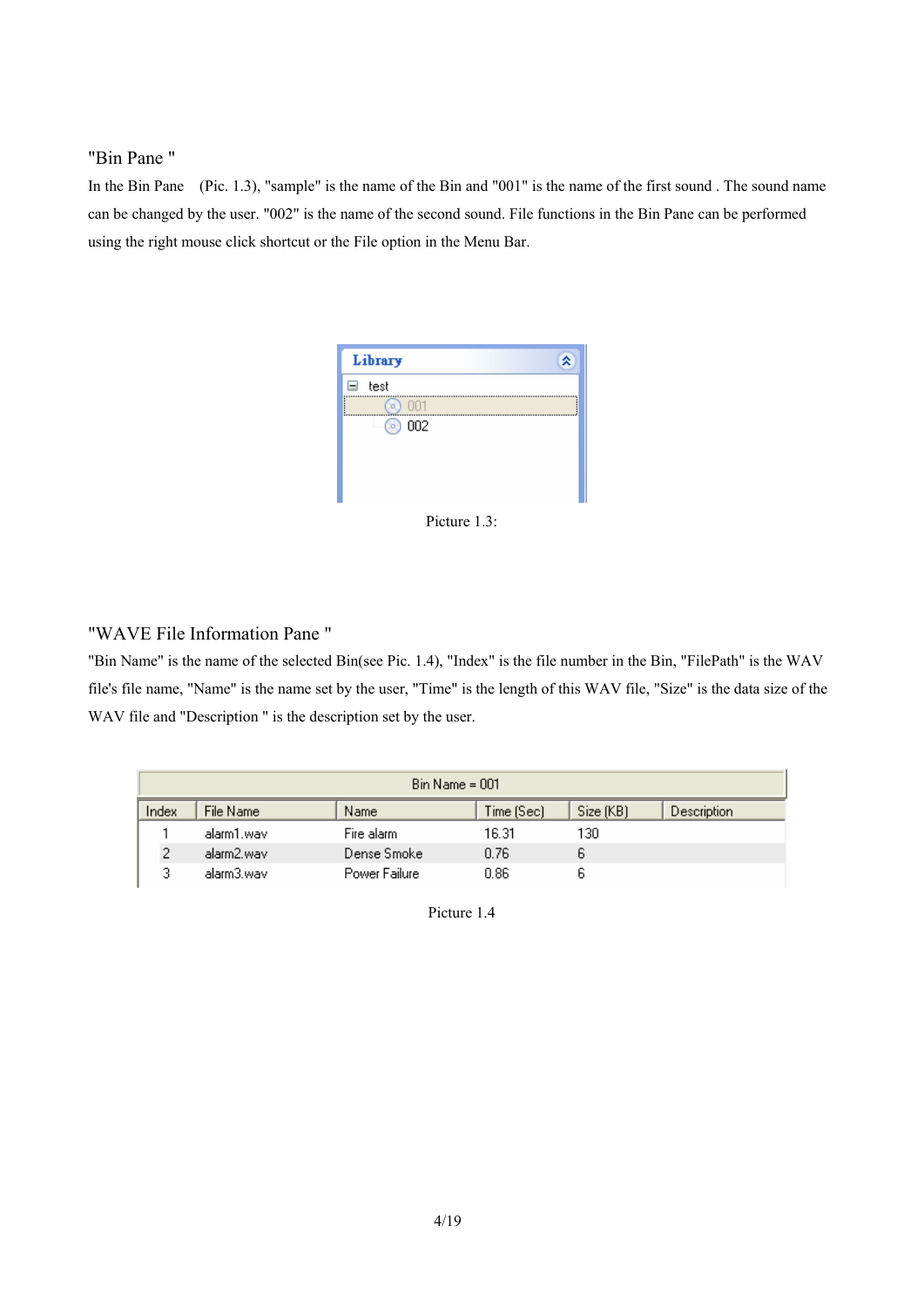## "Bin Pane "

In the Bin Pane (Pic. 1.3), "sample" is the name of the Bin and "001" is the name of the first sound . The sound name can be changed by the user. "002" is the name of the second sound. File functions in the Bin Pane can be performed using the right mouse click shortcut or the File option in the Menu Bar.

Picture 1.3:

## "WAVE File Information Pane "

"Bin Name" is the name of the selected Bin(see Pic. 1.4), "Index" is the file number in the Bin, "FilePath" is the WAV file's file name, "Name" is the name set by the user, "Time" is the length of this WAV file, "Size" is the data size of the WAV file and "Description " is the description set by the user.

| Bin Name = 001 | | | | | |
|---|---|---|---|---|---|
| Index | File Name | Name | Time (Sec) | Size (KB) | Description |
| 1 | alarm1.wav | Fire alarm | 16.31 | 130 | |
| 2 | alarm2.wav | Dense Smoke | 0.76 | 6 | |
| 3 | alarm3.wav | Power Failure | 0.86 | 6 | |

Picture 1.4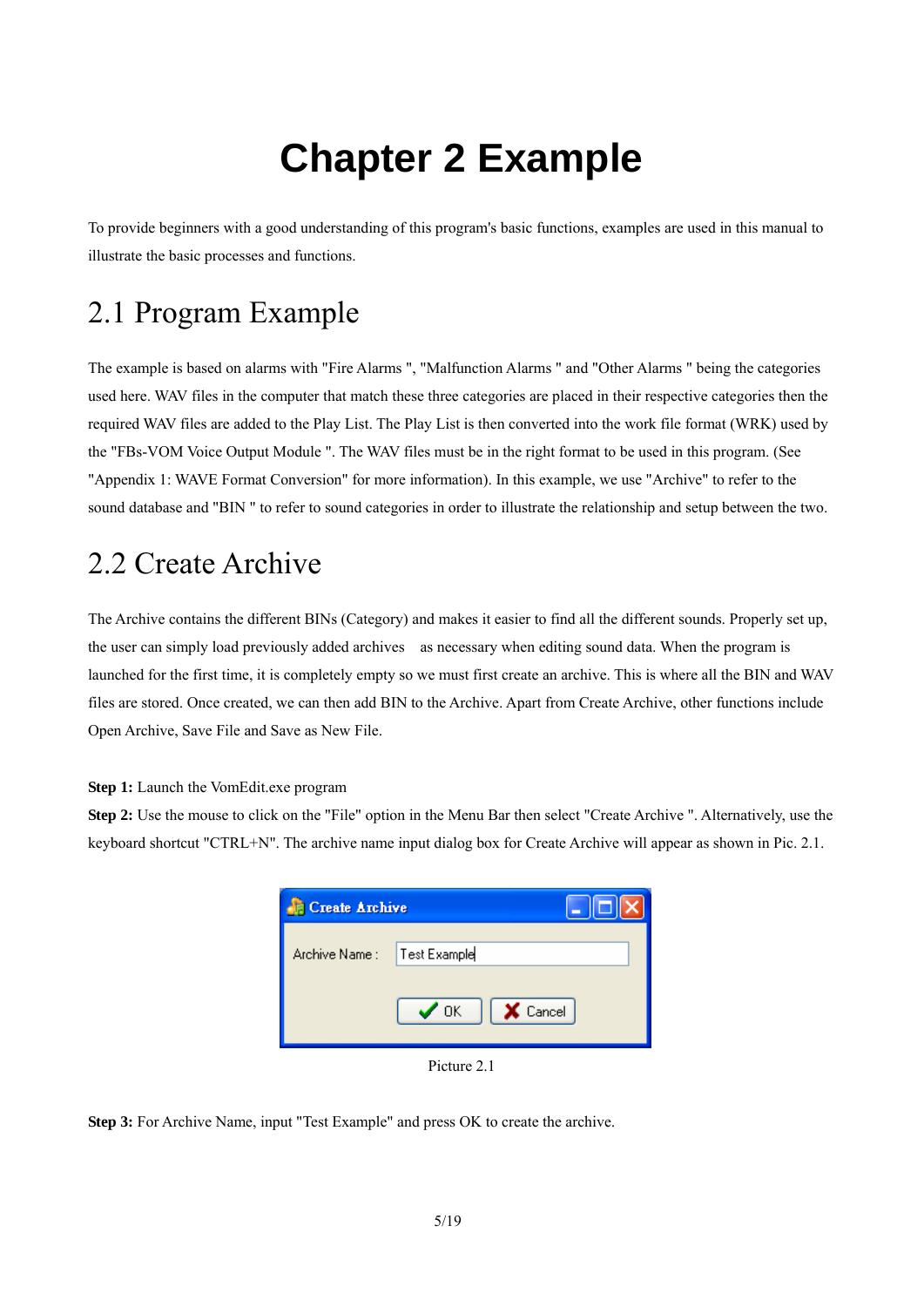# Chapter 2 Example

To provide beginners with a good understanding of this program's basic functions, examples are used in this manual to illustrate the basic processes and functions.

## 2.1 Program Example

The example is based on alarms with "Fire Alarms ", "Malfunction Alarms " and "Other Alarms " being the categories used here. WAV files in the computer that match these three categories are placed in their respective categories then the required WAV files are added to the Play List. The Play List is then converted into the work file format (WRK) used by the "FBs-VOM Voice Output Module ". The WAV files must be in the right format to be used in this program. (See "Appendix 1: WAVE Format Conversion" for more information). In this example, we use "Archive" to refer to the sound database and "BIN " to refer to sound categories in order to illustrate the relationship and setup between the two.

## 2.2 Create Archive

The Archive contains the different BINs (Category) and makes it easier to find all the different sounds. Properly set up, the user can simply load previously added archives as necessary when editing sound data. When the program is launched for the first time, it is completely empty so we must first create an archive. This is where all the BIN and WAV files are stored. Once created, we can then add BIN to the Archive. Apart from Create Archive, other functions include Open Archive, Save File and Save as New File.

**Step 1:** Launch the VomEdit.exe program

**Step 2:** Use the mouse to click on the "File" option in the Menu Bar then select "Create Archive ". Alternatively, use the keyboard shortcut "CTRL+N". The archive name input dialog box for Create Archive will appear as shown in Pic. 2.1.

Picture 2.1

**Step 3:** For Archive Name, input "Test Example" and press OK to create the archive.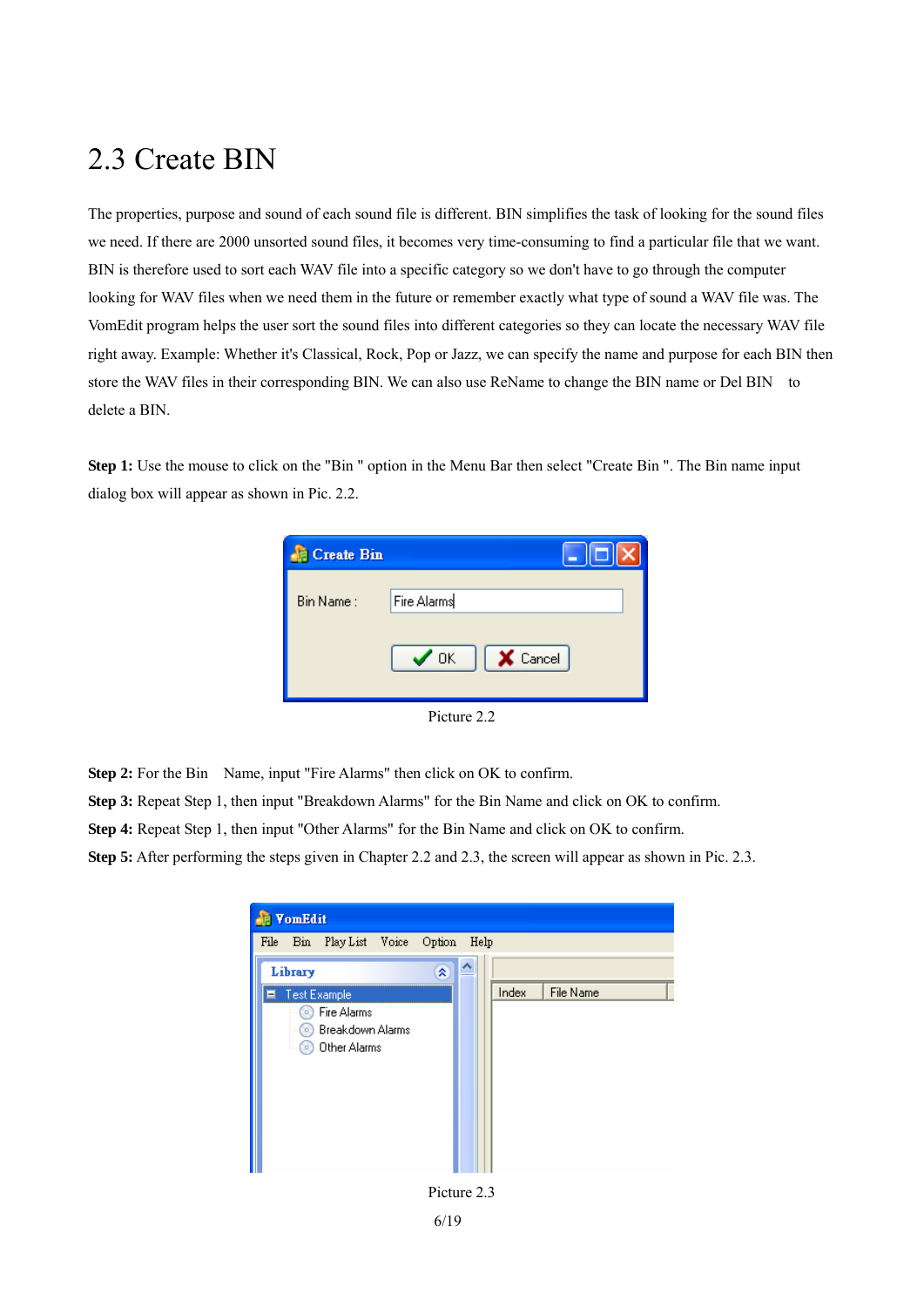## 2.3 Create BIN

The properties, purpose and sound of each sound file is different. BIN simplifies the task of looking for the sound files we need. If there are 2000 unsorted sound files, it becomes very time-consuming to find a particular file that we want. BIN is therefore used to sort each WAV file into a specific category so we don't have to go through the computer looking for WAV files when we need them in the future or remember exactly what type of sound a WAV file was. The VomEdit program helps the user sort the sound files into different categories so they can locate the necessary WAV file right away. Example: Whether it's Classical, Rock, Pop or Jazz, we can specify the name and purpose for each BIN then store the WAV files in their corresponding BIN. We can also use ReName to change the BIN name or Del BIN to delete a BIN.

**Step 1:** Use the mouse to click on the "Bin " option in the Menu Bar then select "Create Bin ". The Bin name input dialog box will appear as shown in Pic. 2.2.

Picture 2.2

**Step 2:** For the Bin Name, input "Fire Alarms" then click on OK to confirm.
**Step 3:** Repeat Step 1, then input "Breakdown Alarms" for the Bin Name and click on OK to confirm.
**Step 4:** Repeat Step 1, then input "Other Alarms" for the Bin Name and click on OK to confirm.
**Step 5:** After performing the steps given in Chapter 2.2 and 2.3, the screen will appear as shown in Pic. 2.3.

Picture 2.3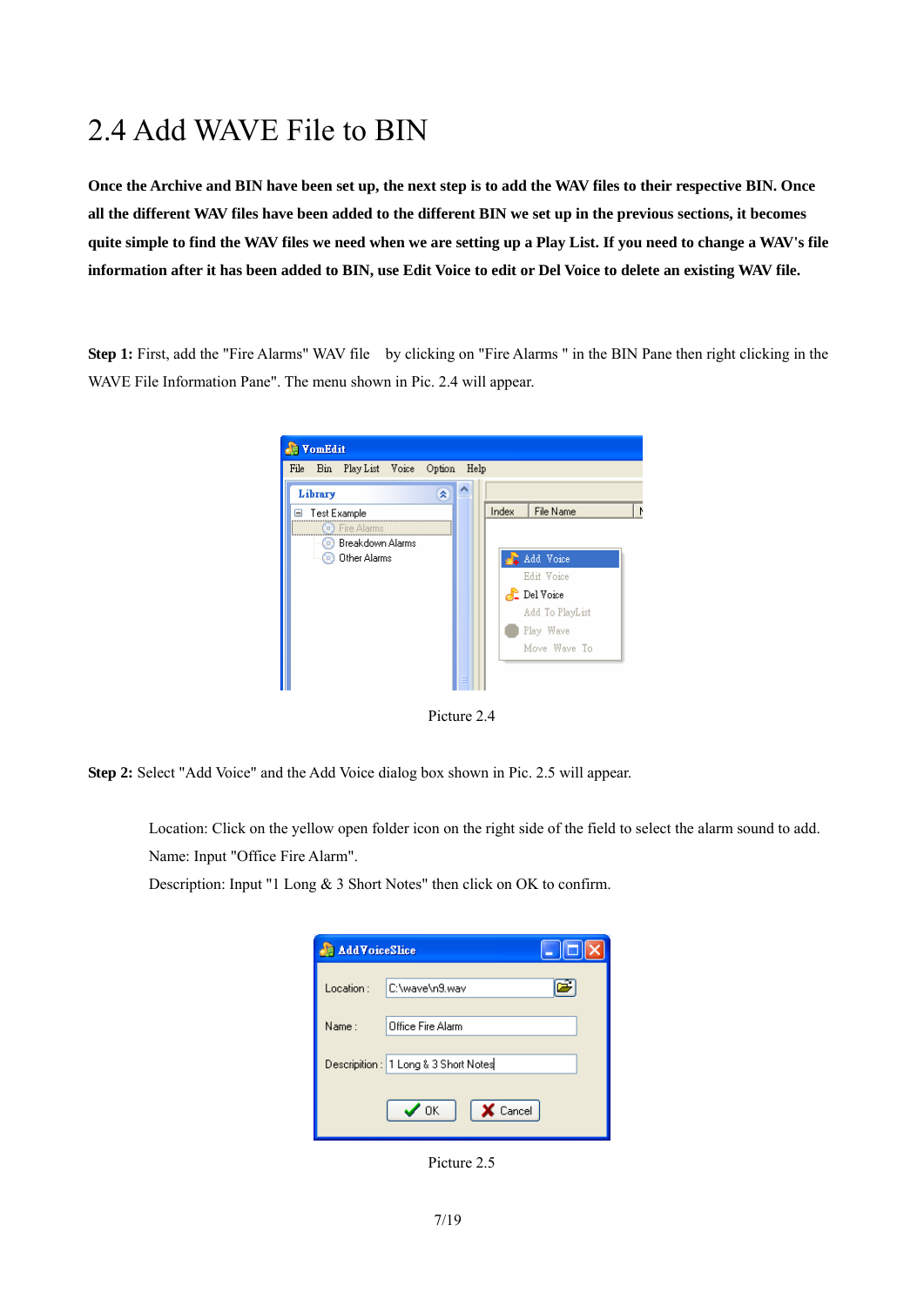# 2.4 Add WAVE File to BIN

**Once the Archive and BIN have been set up, the next step is to add the WAV files to their respective BIN. Once all the different WAV files have been added to the different BIN we set up in the previous sections, it becomes quite simple to find the WAV files we need when we are setting up a Play List. If you need to change a WAV's file information after it has been added to BIN, use Edit Voice to edit or Del Voice to delete an existing WAV file.**

**Step 1:** First, add the "Fire Alarms" WAV file by clicking on "Fire Alarms " in the BIN Pane then right clicking in the WAVE File Information Pane". The menu shown in Pic. 2.4 will appear.

Picture 2.4

**Step 2:** Select "Add Voice" and the Add Voice dialog box shown in Pic. 2.5 will appear.

Location: Click on the yellow open folder icon on the right side of the field to select the alarm sound to add.
Name: Input "Office Fire Alarm".
Description: Input "1 Long & 3 Short Notes" then click on OK to confirm.

Picture 2.5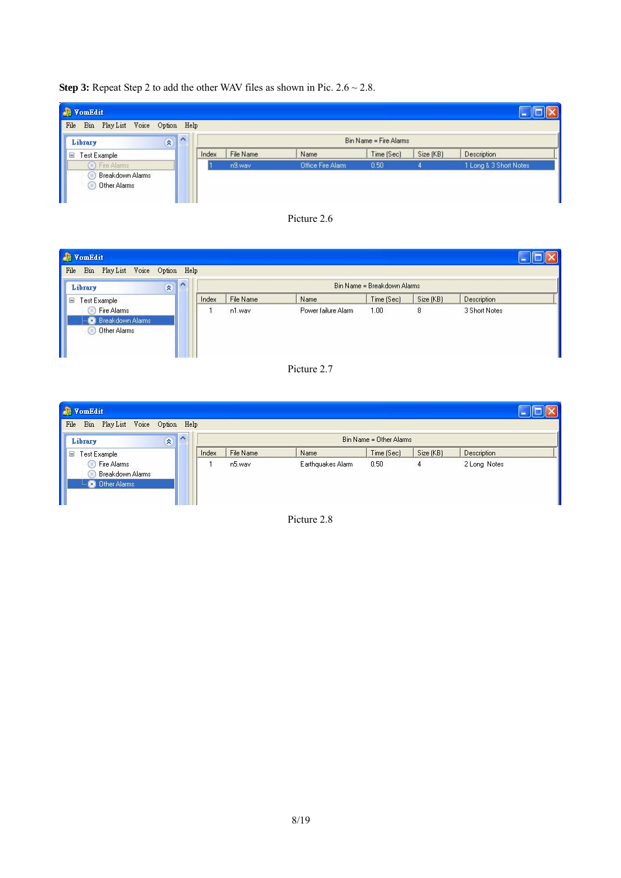**Step 3:** Repeat Step 2 to add the other WAV files as shown in Pic. 2.6 ~ 2.8.

Picture 2.6

Picture 2.7

Picture 2.8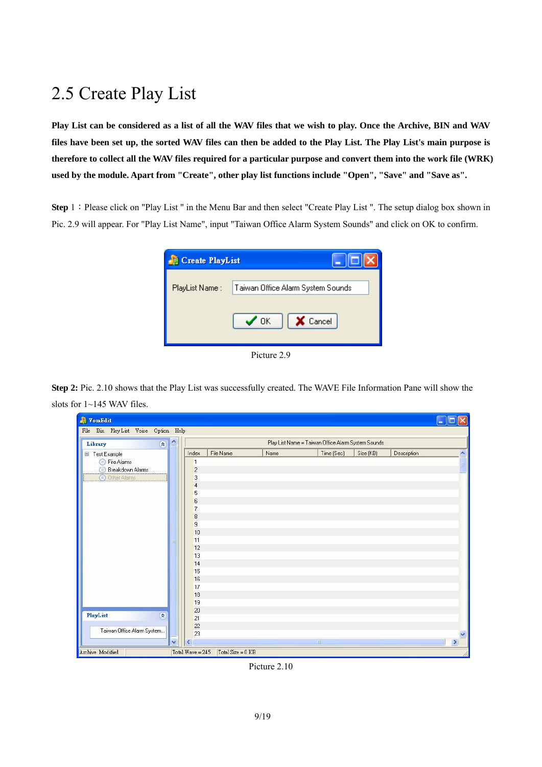# 2.5 Create Play List

**Play List can be considered as a list of all the WAV files that we wish to play. Once the Archive, BIN and WAV files have been set up, the sorted WAV files can then be added to the Play List. The Play List's main purpose is therefore to collect all the WAV files required for a particular purpose and convert them into the work file (WRK) used by the module. Apart from "Create", other play list functions include "Open", "Save" and "Save as".**

**Step** 1：Please click on "Play List " in the Menu Bar and then select "Create Play List ". The setup dialog box shown in Pic. 2.9 will appear. For "Play List Name", input "Taiwan Office Alarm System Sounds" and click on OK to confirm.

Picture 2.9

**Step 2:** Pic. 2.10 shows that the Play List was successfully created. The WAVE File Information Pane will show the slots for 1~145 WAV files.

Picture 2.10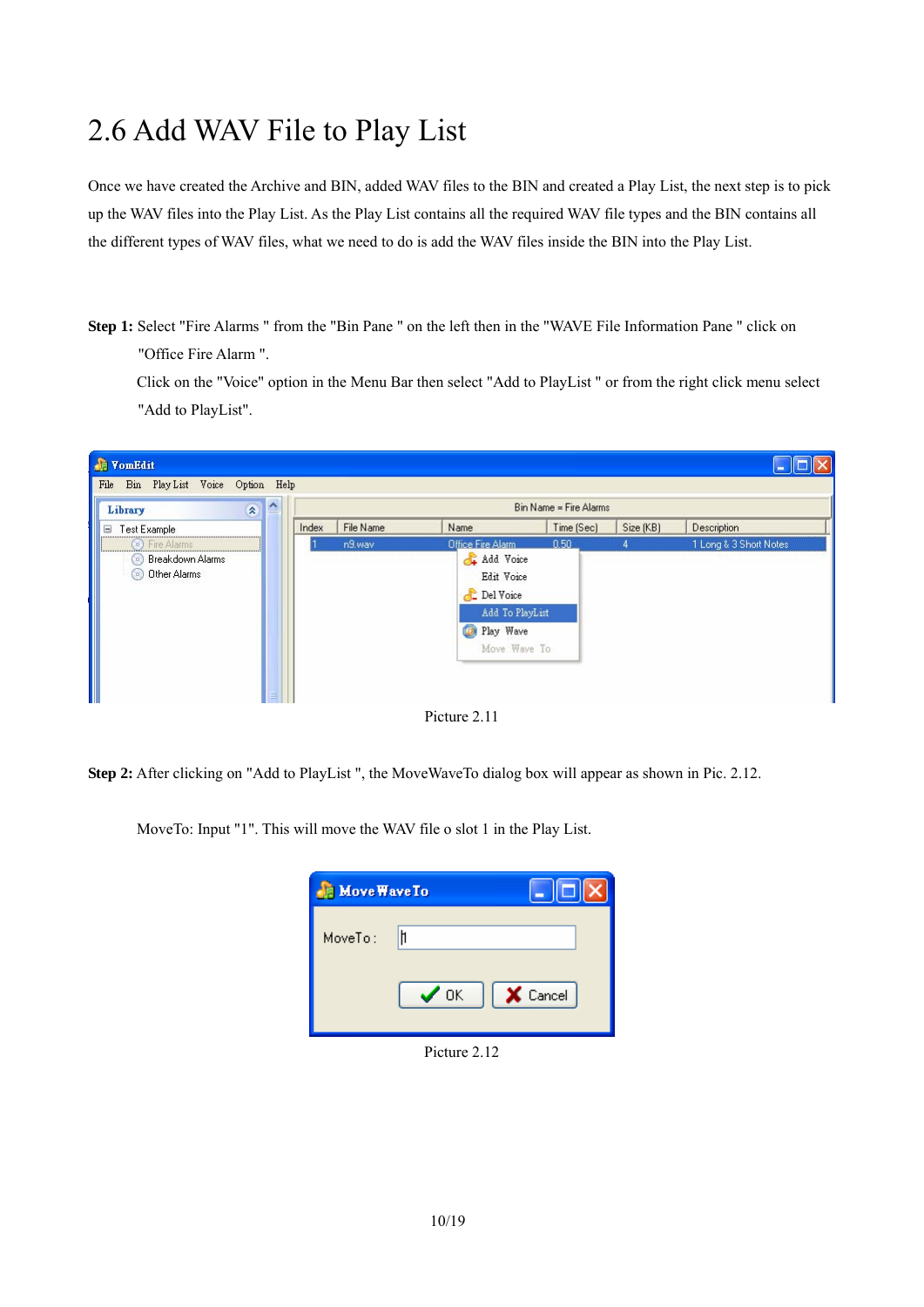# 2.6 Add WAV File to Play List

Once we have created the Archive and BIN, added WAV files to the BIN and created a Play List, the next step is to pick up the WAV files into the Play List. As the Play List contains all the required WAV file types and the BIN contains all the different types of WAV files, what we need to do is add the WAV files inside the BIN into the Play List.

**Step 1:** Select "Fire Alarms " from the "Bin Pane " on the left then in the "WAVE File Information Pane " click on "Office Fire Alarm ".

Click on the "Voice" option in the Menu Bar then select "Add to PlayList " or from the right click menu select "Add to PlayList".

Picture 2.11

**Step 2:** After clicking on "Add to PlayList ", the MoveWaveTo dialog box will appear as shown in Pic. 2.12.

MoveTo: Input "1". This will move the WAV file o slot 1 in the Play List.

Picture 2.12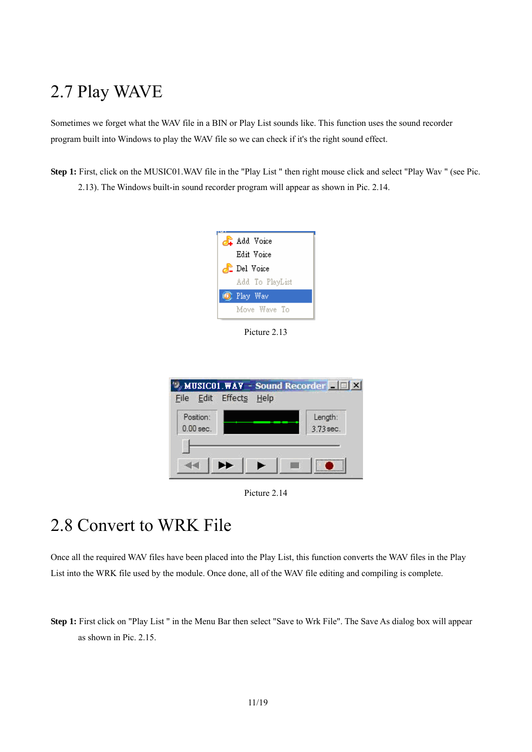## 2.7 Play WAVE

Sometimes we forget what the WAV file in a BIN or Play List sounds like. This function uses the sound recorder program built into Windows to play the WAV file so we can check if it's the right sound effect.

**Step 1:** First, click on the MUSIC01.WAV file in the "Play List " then right mouse click and select "Play Wav " (see Pic. 2.13). The Windows built-in sound recorder program will appear as shown in Pic. 2.14.

Picture 2.13

Picture 2.14

## 2.8 Convert to WRK File

Once all the required WAV files have been placed into the Play List, this function converts the WAV files in the Play List into the WRK file used by the module. Once done, all of the WAV file editing and compiling is complete.

**Step 1:** First click on "Play List " in the Menu Bar then select "Save to Wrk File". The Save As dialog box will appear as shown in Pic. 2.15.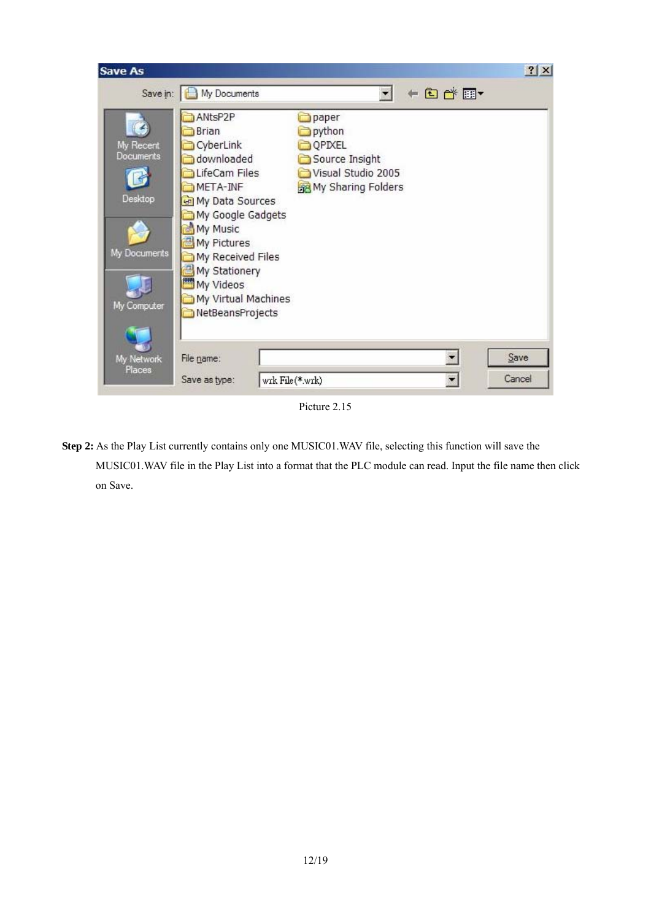Picture 2.15

**Step 2:** As the Play List currently contains only one MUSIC01.WAV file, selecting this function will save the MUSIC01.WAV file in the Play List into a format that the PLC module can read. Input the file name then click on Save.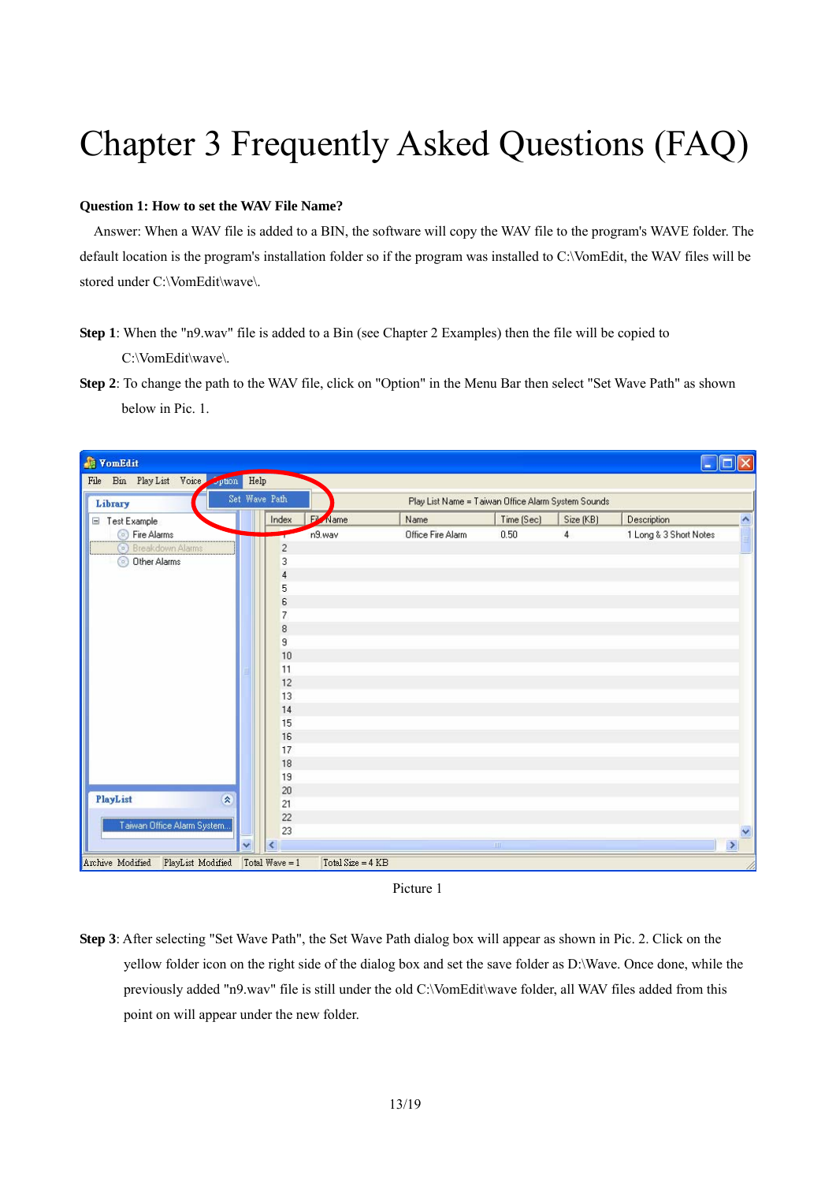# Chapter 3 Frequently Asked Questions (FAQ)

**Question 1: How to set the WAV File Name?**

Answer: When a WAV file is added to a BIN, the software will copy the WAV file to the program's WAVE folder. The default location is the program's installation folder so if the program was installed to C:\VomEdit, the WAV files will be stored under C:\VomEdit\wave\.

**Step 1**: When the "n9.wav" file is added to a Bin (see Chapter 2 Examples) then the file will be copied to C:\VomEdit\wave\.

**Step 2**: To change the path to the WAV file, click on "Option" in the Menu Bar then select "Set Wave Path" as shown below in Pic. 1.

Picture 1

**Step 3**: After selecting "Set Wave Path", the Set Wave Path dialog box will appear as shown in Pic. 2. Click on the yellow folder icon on the right side of the dialog box and set the save folder as D:\Wave. Once done, while the previously added "n9.wav" file is still under the old C:\VomEdit\wave folder, all WAV files added from this point on will appear under the new folder.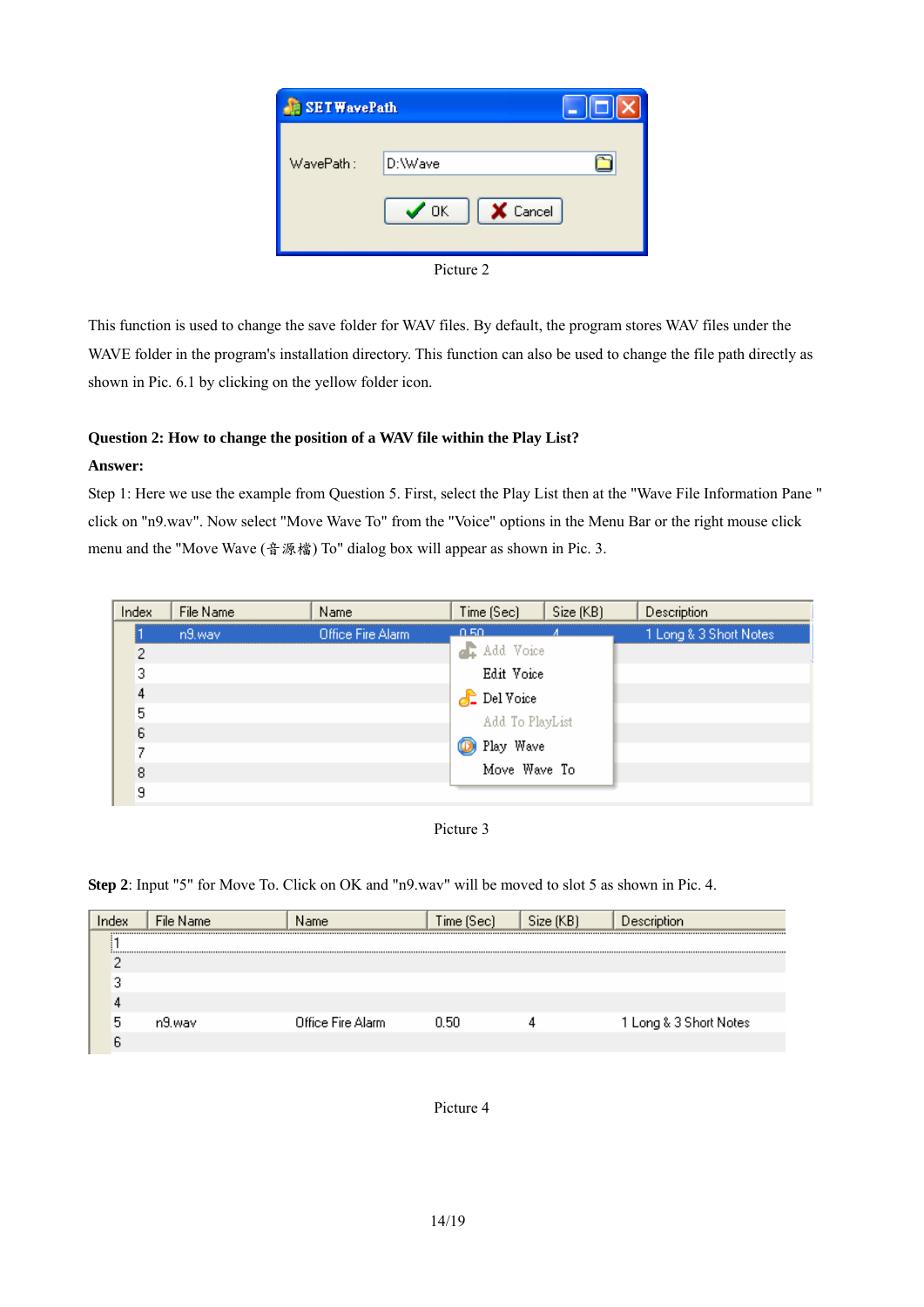Picture 2

This function is used to change the save folder for WAV files. By default, the program stores WAV files under the WAVE folder in the program's installation directory. This function can also be used to change the file path directly as shown in Pic. 6.1 by clicking on the yellow folder icon.

**Question 2: How to change the position of a WAV file within the Play List?**

**Answer:**

Step 1: Here we use the example from Question 5. First, select the Play List then at the "Wave File Information Pane " click on "n9.wav". Now select "Move Wave To" from the "Voice" options in the Menu Bar or the right mouse click menu and the "Move Wave (音源檔) To" dialog box will appear as shown in Pic. 3.

Picture 3

**Step 2**: Input "5" for Move To. Click on OK and "n9.wav" will be moved to slot 5 as shown in Pic. 4.

Picture 4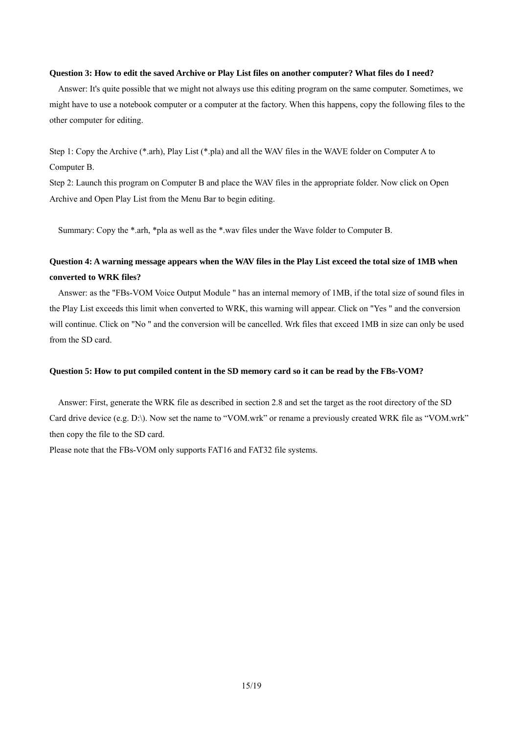**Question 3: How to edit the saved Archive or Play List files on another computer? What files do I need?**

Answer: It's quite possible that we might not always use this editing program on the same computer. Sometimes, we might have to use a notebook computer or a computer at the factory. When this happens, copy the following files to the other computer for editing.

Step 1: Copy the Archive (*.arh), Play List (*.pla) and all the WAV files in the WAVE folder on Computer A to Computer B.
Step 2: Launch this program on Computer B and place the WAV files in the appropriate folder. Now click on Open Archive and Open Play List from the Menu Bar to begin editing.

Summary: Copy the *.arh, *pla as well as the *.wav files under the Wave folder to Computer B.

**Question 4: A warning message appears when the WAV files in the Play List exceed the total size of 1MB when converted to WRK files?**

Answer: as the "FBs-VOM Voice Output Module " has an internal memory of 1MB, if the total size of sound files in the Play List exceeds this limit when converted to WRK, this warning will appear. Click on "Yes " and the conversion will continue. Click on "No " and the conversion will be cancelled. Wrk files that exceed 1MB in size can only be used from the SD card.

**Question 5: How to put compiled content in the SD memory card so it can be read by the FBs-VOM?**

Answer: First, generate the WRK file as described in section 2.8 and set the target as the root directory of the SD Card drive device (e.g. D:\). Now set the name to "VOM.wrk" or rename a previously created WRK file as "VOM.wrk" then copy the file to the SD card.
Please note that the FBs-VOM only supports FAT16 and FAT32 file systems.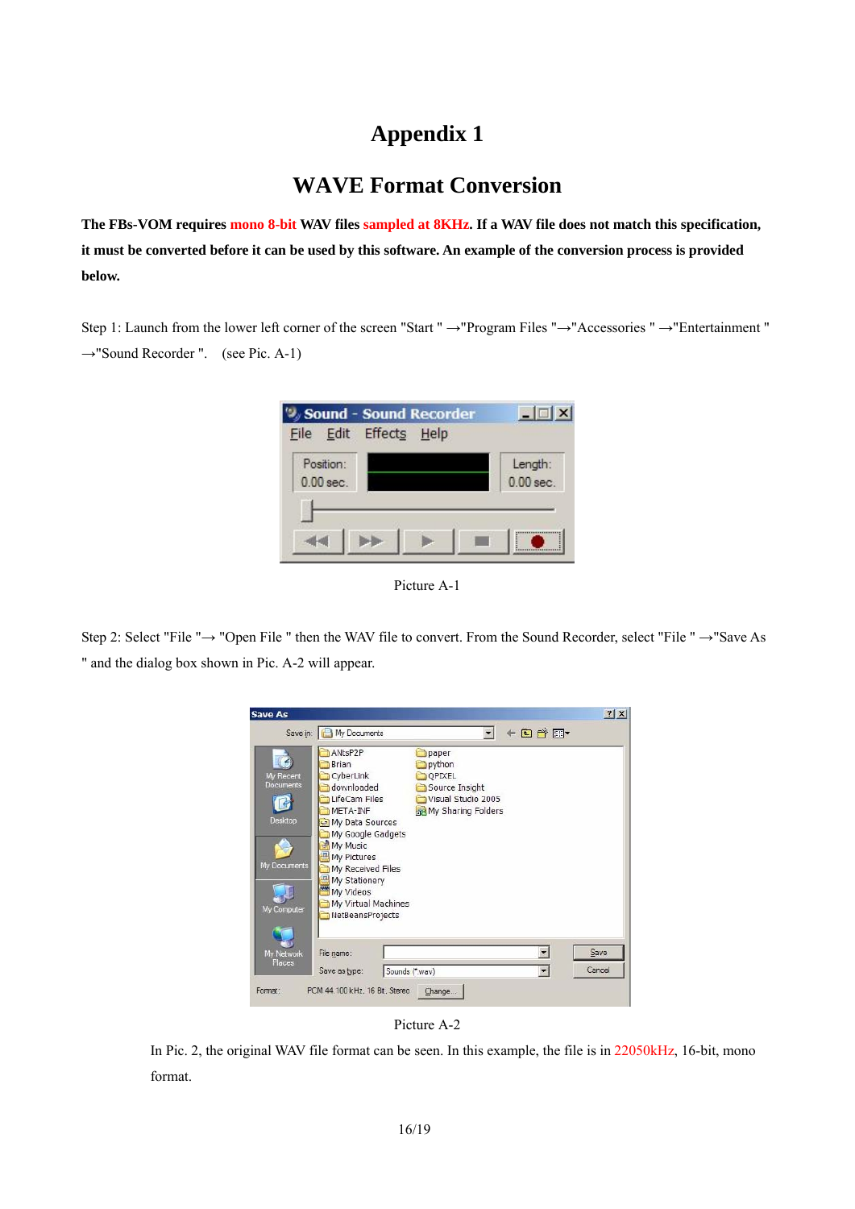# Appendix 1

## WAVE Format Conversion

**The FBs-VOM requires mono 8-bit WAV files sampled at 8KHz. If a WAV file does not match this specification, it must be converted before it can be used by this software. An example of the conversion process is provided below.**

Step 1: Launch from the lower left corner of the screen "Start " →"Program Files "→"Accessories " →"Entertainment " →"Sound Recorder ".  (see Pic. A-1)

Picture A-1

Step 2: Select "File "→ "Open File " then the WAV file to convert. From the Sound Recorder, select "File " →"Save As " and the dialog box shown in Pic. A-2 will appear.

Picture A-2

In Pic. 2, the original WAV file format can be seen. In this example, the file is in 22050kHz, 16-bit, mono format.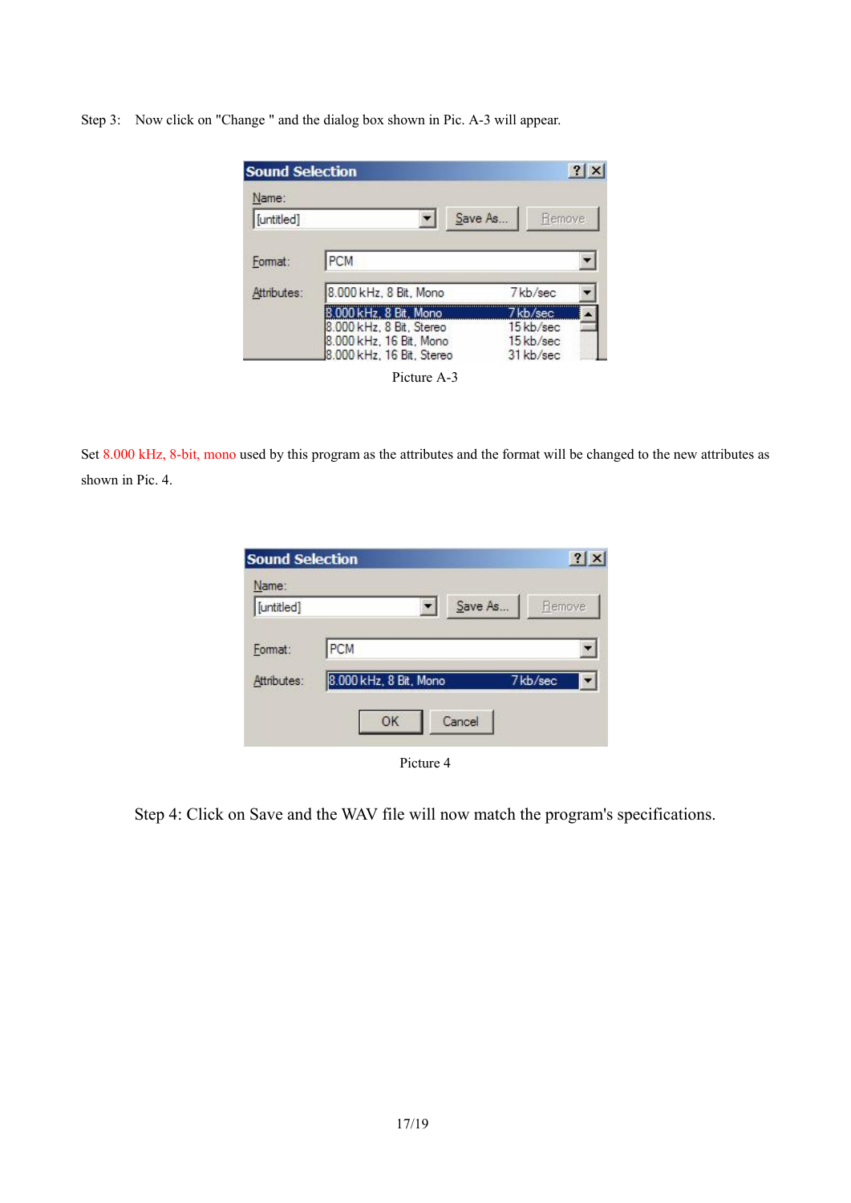Step 3: Now click on "Change " and the dialog box shown in Pic. A-3 will appear.

Picture A-3

Set 8.000 kHz, 8-bit, mono used by this program as the attributes and the format will be changed to the new attributes as shown in Pic. 4.

Picture 4

Step 4: Click on Save and the WAV file will now match the program's specifications.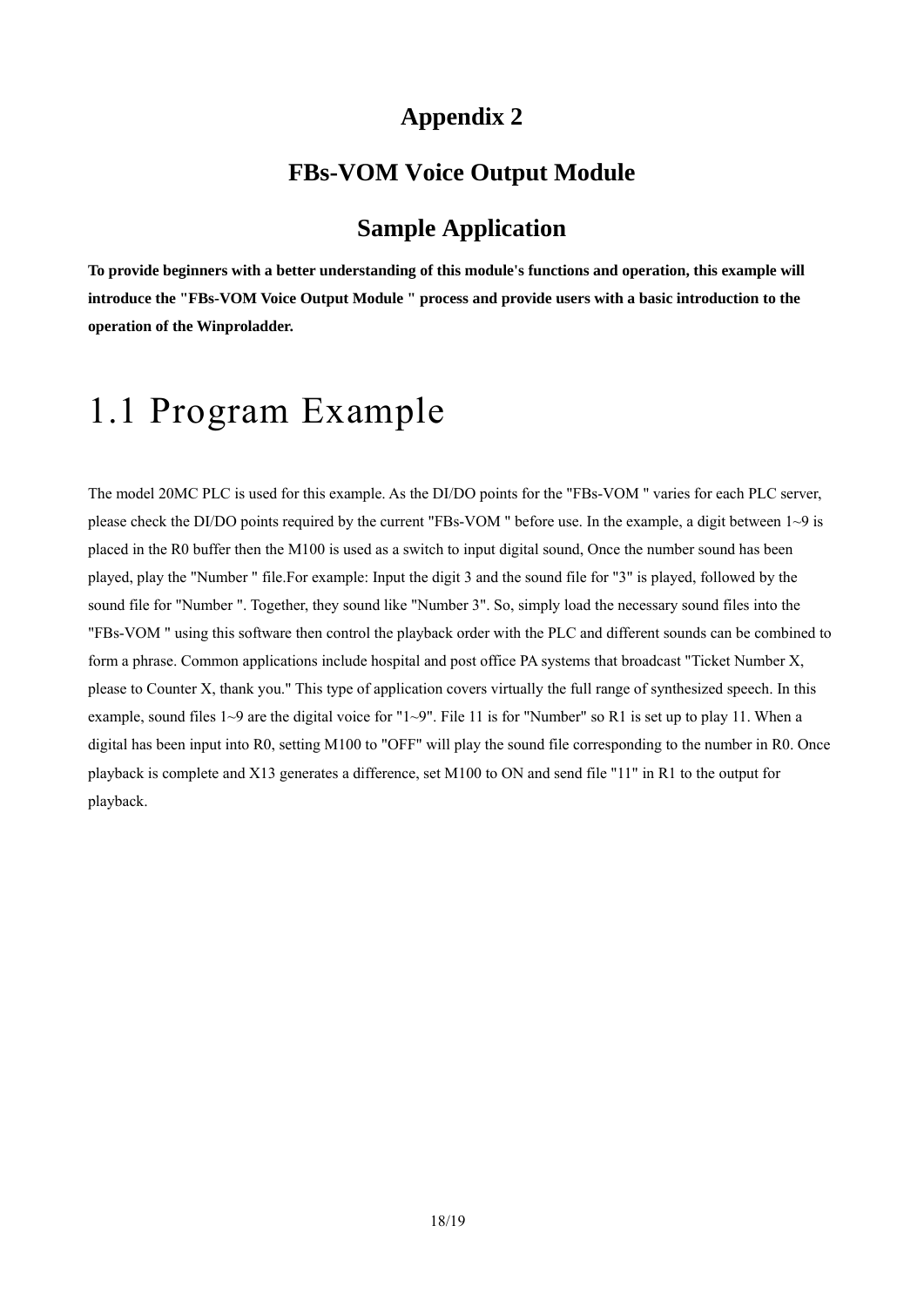# Appendix 2

# FBs-VOM Voice Output Module

# Sample Application

**To provide beginners with a better understanding of this module's functions and operation, this example will introduce the "FBs-VOM Voice Output Module " process and provide users with a basic introduction to the operation of the Winproladder.**

## 1.1 Program Example

The model 20MC PLC is used for this example. As the DI/DO points for the "FBs-VOM " varies for each PLC server, please check the DI/DO points required by the current "FBs-VOM " before use. In the example, a digit between 1~9 is placed in the R0 buffer then the M100 is used as a switch to input digital sound, Once the number sound has been played, play the "Number " file.For example: Input the digit 3 and the sound file for "3" is played, followed by the sound file for "Number ". Together, they sound like "Number 3". So, simply load the necessary sound files into the "FBs-VOM " using this software then control the playback order with the PLC and different sounds can be combined to form a phrase. Common applications include hospital and post office PA systems that broadcast "Ticket Number X, please to Counter X, thank you." This type of application covers virtually the full range of synthesized speech. In this example, sound files 1~9 are the digital voice for "1~9". File 11 is for "Number" so R1 is set up to play 11. When a digital has been input into R0, setting M100 to "OFF" will play the sound file corresponding to the number in R0. Once playback is complete and X13 generates a difference, set M100 to ON and send file "11" in R1 to the output for playback.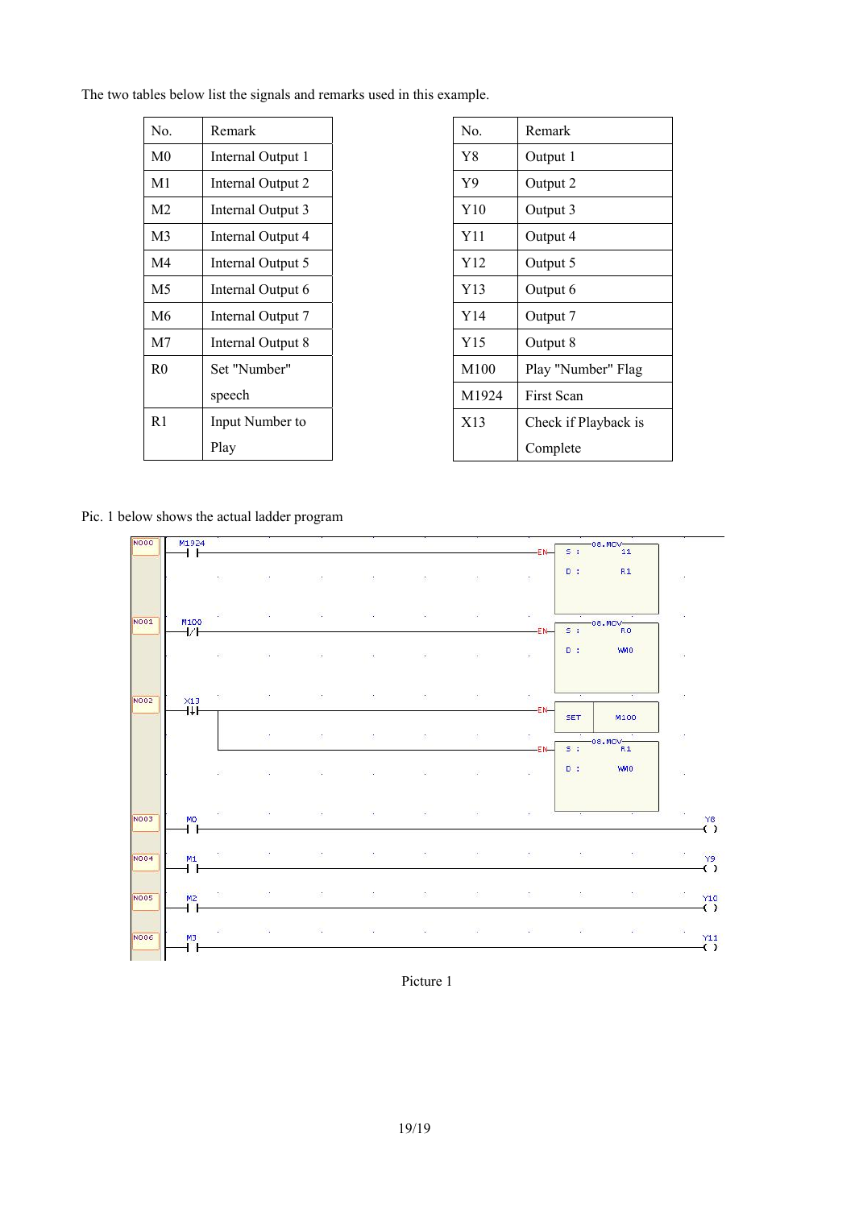The two tables below list the signals and remarks used in this example.

| No. | Remark |
|---|---|
| M0 | Internal Output 1 |
| M1 | Internal Output 2 |
| M2 | Internal Output 3 |
| M3 | Internal Output 4 |
| M4 | Internal Output 5 |
| M5 | Internal Output 6 |
| M6 | Internal Output 7 |
| M7 | Internal Output 8 |
| R0 | Set "Number" speech |
| R1 | Input Number to Play |

| No. | Remark |
|---|---|
| Y8 | Output 1 |
| Y9 | Output 2 |
| Y10 | Output 3 |
| Y11 | Output 4 |
| Y12 | Output 5 |
| Y13 | Output 6 |
| Y14 | Output 7 |
| Y15 | Output 8 |
| M100 | Play "Number" Flag |
| M1924 | First Scan |
| X13 | Check if Playback is Complete |

Pic. 1 below shows the actual ladder program

N000 M1924 EN 08.MOV S : 11 D : R1

N001 M100 EN 08.MOV S : R0 D : WM0

N002 X13 EN SET M100 EN 08.MOV S : R1 D : WM0

N003 M0 Y8

N004 M1 Y9

N005 M2 Y10

N006 M3 Y11

Picture 1